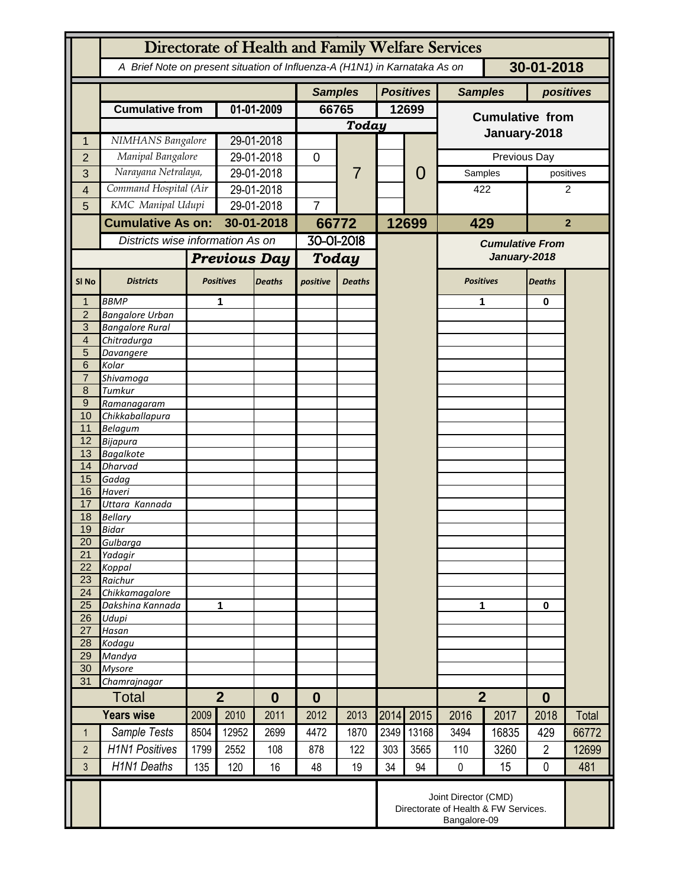# Directorate of Health and Family Welfare Services

*A Brief Note on present situation of Influenza-A (H1N1) in Karnataka As on* **30-01-2018**

| | | | Samples | Positives | Samples | positives |
|---|---|---|---|---|---|---|
| | **Cumulative from** | **01-01-2009** | **66765** | **12699** | **Cumulative from January-2018** | |
| | | | ***Today*** | | | |
| 1 | NIMHANS Bangalore | 29-01-2018 | | | | |
| 2 | Manipal Bangalore | 29-01-2018 | 0 | | Previous Day | |
| 3 | Narayana Netralaya, | 29-01-2018 | 7 | 0 | Samples | positives |
| 4 | Command Hospital (Air | 29-01-2018 | | | 422 | 2 |
| 5 | KMC Manipal Udupi | 29-01-2018 | 7 | | | |
| | **Cumulative As on:** | **30-01-2018** | **66772** | **12699** | **429** | **2** |

| Sl No | Districts | Previous Day Positives | Previous Day Deaths | Today positive | Today Deaths | Cumulative From January-2018 Positives | Cumulative From January-2018 Deaths |
|---|---|---|---|---|---|---|---|
| 1 | BBMP | 1 | | | | 1 | 0 |
| 2 | Bangalore Urban | | | | | | |
| 3 | Bangalore Rural | | | | | | |
| 4 | Chitradurga | | | | | | |
| 5 | Davangere | | | | | | |
| 6 | Kolar | | | | | | |
| 7 | Shivamoga | | | | | | |
| 8 | Tumkur | | | | | | |
| 9 | Ramanagaram | | | | | | |
| 10 | Chikkaballapura | | | | | | |
| 11 | Belagum | | | | | | |
| 12 | Bijapura | | | | | | |
| 13 | Bagalkote | | | | | | |
| 14 | Dharvad | | | | | | |
| 15 | Gadag | | | | | | |
| 16 | Haveri | | | | | | |
| 17 | Uttara Kannada | | | | | | |
| 18 | Bellary | | | | | | |
| 19 | Bidar | | | | | | |
| 20 | Gulbarga | | | | | | |
| 21 | Yadagir | | | | | | |
| 22 | Koppal | | | | | | |
| 23 | Raichur | | | | | | |
| 24 | Chikkamagalore | | | | | | |
| 25 | Dakshina Kannada | 1 | | | | 1 | 0 |
| 26 | Udupi | | | | | | |
| 27 | Hasan | | | | | | |
| 28 | Kodagu | | | | | | |
| 29 | Mandya | | | | | | |
| 30 | Mysore | | | | | | |
| 31 | Chamrajnagar | | | | | | |
| | **Total** | **2** | **0** | **0** | | **2** | **0** |

*Districts wise information As on* 30-01-2018

| | Years wise | 2009 | 2010 | 2011 | 2012 | 2013 | 2014 | 2015 | 2016 | 2017 | 2018 | Total |
|---|---|---|---|---|---|---|---|---|---|---|---|---|
| 1 | Sample Tests | 8504 | 12952 | 2699 | 4472 | 1870 | 2349 | 13168 | 3494 | 16835 | 429 | 66772 |
| 2 | H1N1 Positives | 1799 | 2552 | 108 | 878 | 122 | 303 | 3565 | 110 | 3260 | 2 | 12699 |
| 3 | H1N1 Deaths | 135 | 120 | 16 | 48 | 19 | 34 | 94 | 0 | 15 | 0 | 481 |

Joint Director (CMD)
Directorate of Health & FW Services.
Bangalore-09